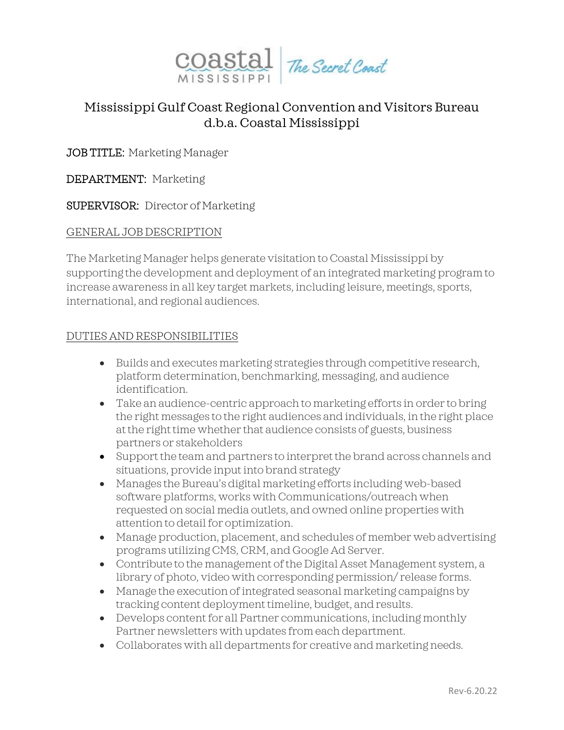# Mississippi Gulf Coast Regional Convention and Visitors Bureau d.b.a. Coastal Mississippi

**JOB TITLE:** Marketing Manager

**DEPARTMENT:** Marketing

**SUPERVISOR:** Director of Marketing

## GENERAL JOB DESCRIPTION

The Marketing Manager helps generate visitation to Coastal Mississippi by supporting the development and deployment of an integrated marketing program to increase awareness in all key target markets, including leisure, meetings, sports, international, and regional audiences.

## DUTIES AND RESPONSIBILITIES

- Builds and executes marketing strategies through competitive research, platform determination, benchmarking, messaging, and audience identification.
- Take an audience-centric approach to marketing efforts in order to bring the right messages to the right audiences and individuals, in the right place at the right time whether that audience consists of guests, business partners or stakeholders
- Support the team and partners to interpret the brand across channels and situations, provide input into brand strategy
- Manages the Bureau's digital marketing efforts including web-based software platforms, works with Communications/outreach when requested on social media outlets, and owned online properties with attention to detail for optimization.
- Manage production, placement, and schedules of member web advertising programs utilizing CMS, CRM, and Google Ad Server.
- Contribute to the management of the Digital Asset Management system, a library of photo, video with corresponding permission/ release forms.
- Manage the execution of integrated seasonal marketing campaigns by tracking content deployment timeline, budget, and results.
- Develops content for all Partner communications, including monthly Partner newsletters with updates from each department.
- Collaborates with all departments for creative and marketing needs.

Rev-6.20.22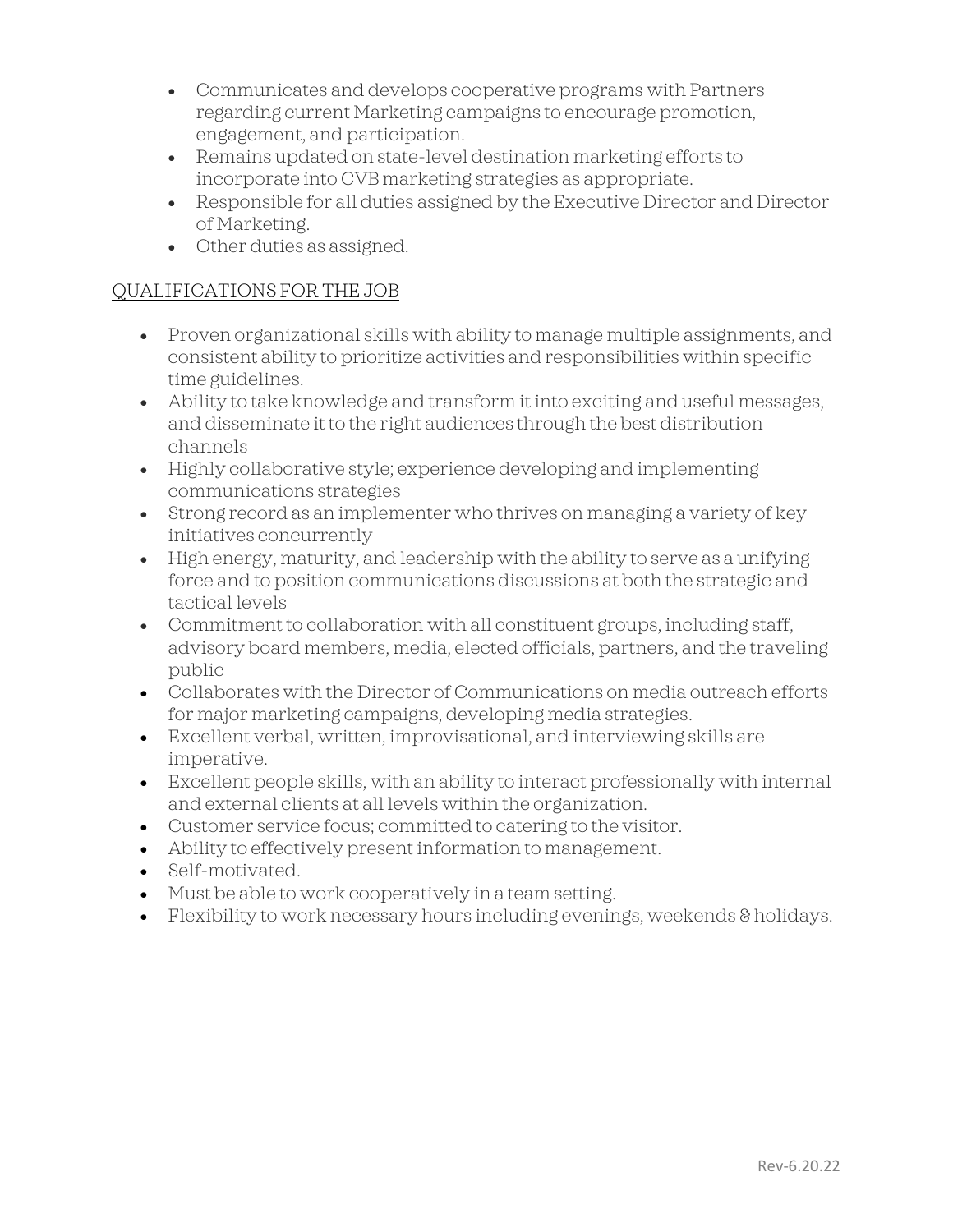- Communicates and develops cooperative programs with Partners regarding current Marketing campaigns to encourage promotion, engagement, and participation.
- Remains updated on state-level destination marketing efforts to incorporate into CVB marketing strategies as appropriate.
- Responsible for all duties assigned by the Executive Director and Director of Marketing.
- Other duties as assigned.

QUALIFICATIONS FOR THE JOB

- Proven organizational skills with ability to manage multiple assignments, and consistent ability to prioritize activities and responsibilities within specific time guidelines.
- Ability to take knowledge and transform it into exciting and useful messages, and disseminate it to the right audiences through the best distribution channels
- Highly collaborative style; experience developing and implementing communications strategies
- Strong record as an implementer who thrives on managing a variety of key initiatives concurrently
- High energy, maturity, and leadership with the ability to serve as a unifying force and to position communications discussions at both the strategic and tactical levels
- Commitment to collaboration with all constituent groups, including staff, advisory board members, media, elected officials, partners, and the traveling public
- Collaborates with the Director of Communications on media outreach efforts for major marketing campaigns, developing media strategies.
- Excellent verbal, written, improvisational, and interviewing skills are imperative.
- Excellent people skills, with an ability to interact professionally with internal and external clients at all levels within the organization.
- Customer service focus; committed to catering to the visitor.
- Ability to effectively present information to management.
- Self-motivated.
- Must be able to work cooperatively in a team setting.
- Flexibility to work necessary hours including evenings, weekends & holidays.

Rev-6.20.22